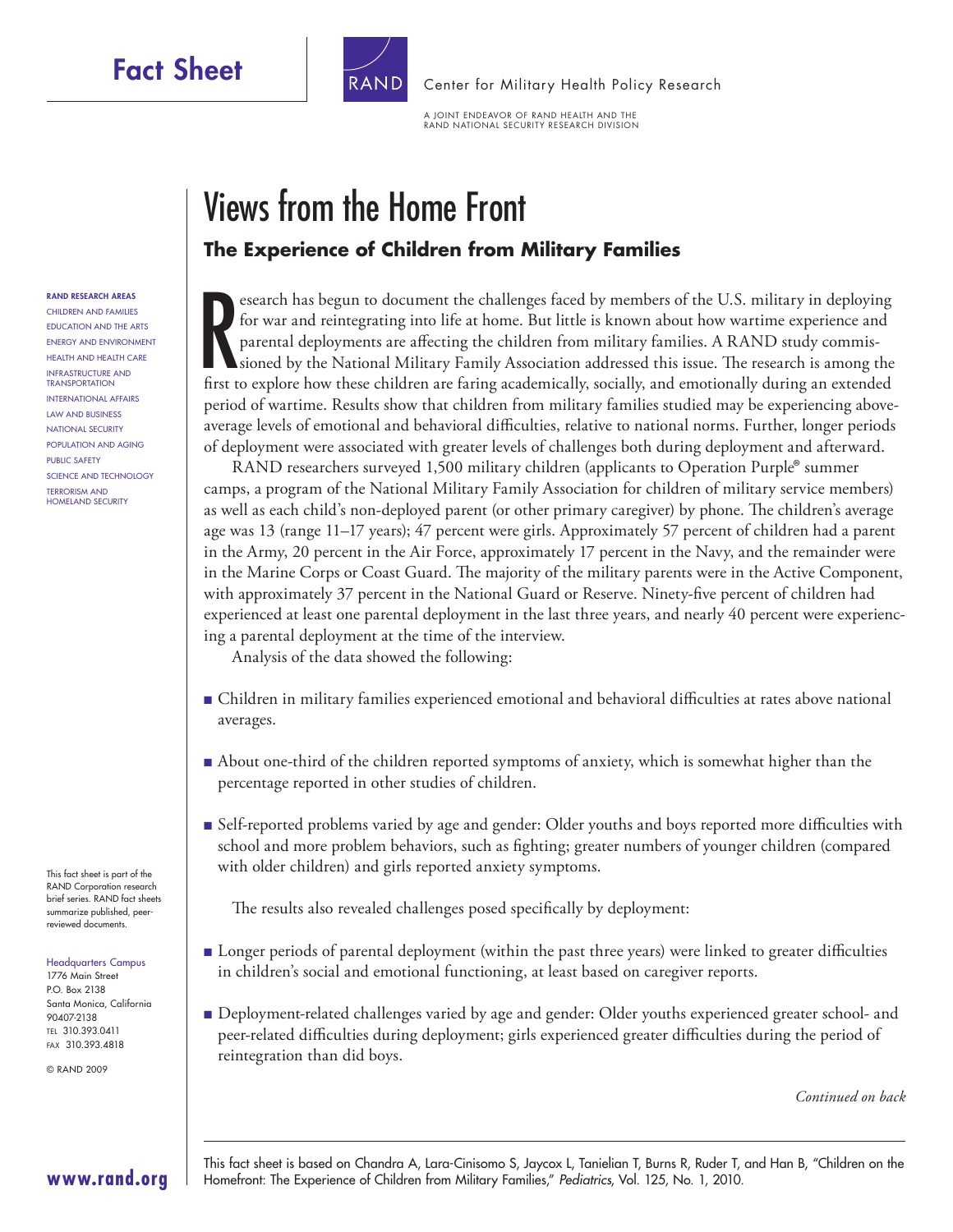# Fact Sheet

Center for Military Health Policy Research

A JOINT ENDEAVOR OF RAND HEALTH AND THE RAND NATIONAL SECURITY RESEARCH DIVISION

# Views from the Home Front

## The Experience of Children from Military Families

Research has begun to document the challenges faced by members of the U.S. military in deploying for war and reintegrating into life at home. But little is known about how wartime experience and parental deployments are affecting the children from military families. A RAND study commissioned by the National Military Family Association addressed this issue. The research is among the first to explore how these children are faring academically, socially, and emotionally during an extended period of wartime. Results show that children from military families studied may be experiencing above-average levels of emotional and behavioral difficulties, relative to national norms. Further, longer periods of deployment were associated with greater levels of challenges both during deployment and afterward.

RAND researchers surveyed 1,500 military children (applicants to Operation Purple® summer camps, a program of the National Military Family Association for children of military service members) as well as each child's non-deployed parent (or other primary caregiver) by phone. The children's average age was 13 (range 11–17 years); 47 percent were girls. Approximately 57 percent of children had a parent in the Army, 20 percent in the Air Force, approximately 17 percent in the Navy, and the remainder were in the Marine Corps or Coast Guard. The majority of the military parents were in the Active Component, with approximately 37 percent in the National Guard or Reserve. Ninety-five percent of children had experienced at least one parental deployment in the last three years, and nearly 40 percent were experiencing a parental deployment at the time of the interview.

Analysis of the data showed the following:

- Children in military families experienced emotional and behavioral difficulties at rates above national averages.
- About one-third of the children reported symptoms of anxiety, which is somewhat higher than the percentage reported in other studies of children.
- Self-reported problems varied by age and gender: Older youths and boys reported more difficulties with school and more problem behaviors, such as fighting; greater numbers of younger children (compared with older children) and girls reported anxiety symptoms.

The results also revealed challenges posed specifically by deployment:

- Longer periods of parental deployment (within the past three years) were linked to greater difficulties in children's social and emotional functioning, at least based on caregiver reports.
- Deployment-related challenges varied by age and gender: Older youths experienced greater school- and peer-related difficulties during deployment; girls experienced greater difficulties during the period of reintegration than did boys.

*Continued on back*

**RAND RESEARCH AREAS**

CHILDREN AND FAMILIES
EDUCATION AND THE ARTS
ENERGY AND ENVIRONMENT
HEALTH AND HEALTH CARE
INFRASTRUCTURE AND TRANSPORTATION
INTERNATIONAL AFFAIRS
LAW AND BUSINESS
NATIONAL SECURITY
POPULATION AND AGING
PUBLIC SAFETY
SCIENCE AND TECHNOLOGY
TERRORISM AND HOMELAND SECURITY

This fact sheet is part of the RAND Corporation research brief series. RAND fact sheets summarize published, peer-reviewed documents.

Headquarters Campus
1776 Main Street
P.O. Box 2138
Santa Monica, California 90407-2138
TEL 310.393.0411
FAX 310.393.4818

© RAND 2009

**www.rand.org**

This fact sheet is based on Chandra A, Lara-Cinisomo S, Jaycox L, Tanielian T, Burns R, Ruder T, and Han B, "Children on the Homefront: The Experience of Children from Military Families," *Pediatrics*, Vol. 125, No. 1, 2010.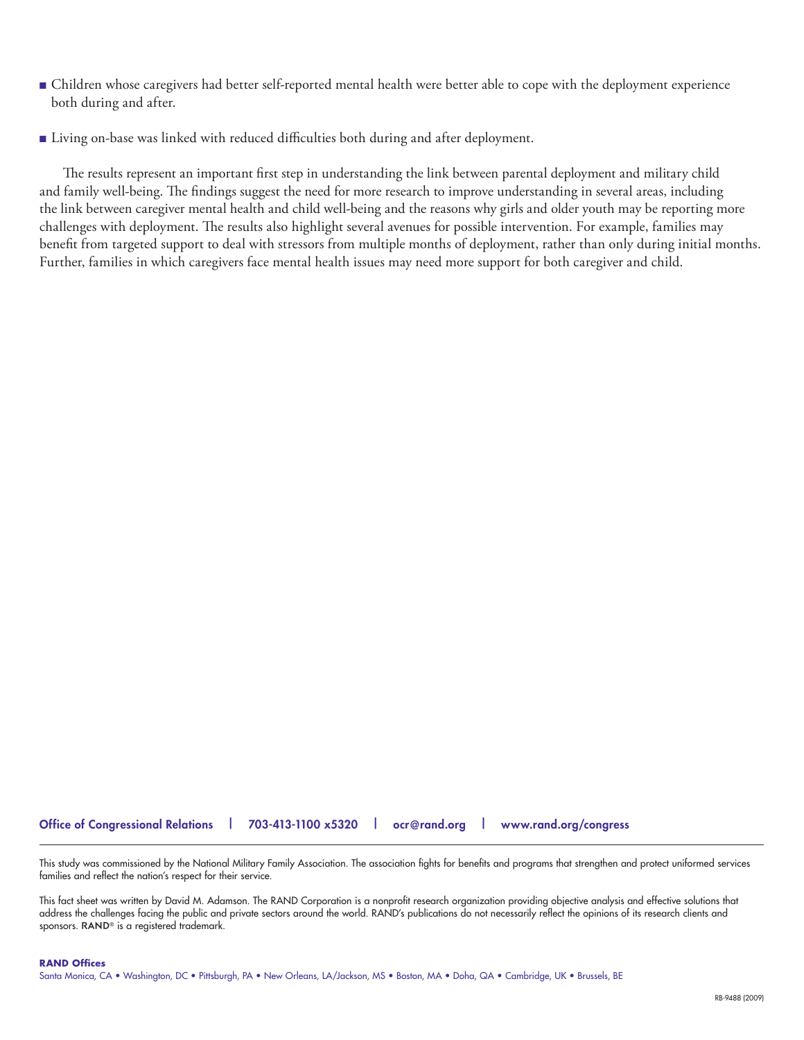- Children whose caregivers had better self-reported mental health were better able to cope with the deployment experience both during and after.
- Living on-base was linked with reduced difficulties both during and after deployment.

The results represent an important first step in understanding the link between parental deployment and military child and family well-being. The findings suggest the need for more research to improve understanding in several areas, including the link between caregiver mental health and child well-being and the reasons why girls and older youth may be reporting more challenges with deployment. The results also highlight several avenues for possible intervention. For example, families may benefit from targeted support to deal with stressors from multiple months of deployment, rather than only during initial months. Further, families in which caregivers face mental health issues may need more support for both caregiver and child.

**Office of Congressional Relations | 703-413-1100 x5320 | ocr@rand.org | www.rand.org/congress**

---

This study was commissioned by the National Military Family Association. The association fights for benefits and programs that strengthen and protect uniformed services families and reflect the nation's respect for their service.

This fact sheet was written by David M. Adamson. The RAND Corporation is a nonprofit research organization providing objective analysis and effective solutions that address the challenges facing the public and private sectors around the world. RAND's publications do not necessarily reflect the opinions of its research clients and sponsors. RAND® is a registered trademark.

**RAND Offices**
Santa Monica, CA • Washington, DC • Pittsburgh, PA • New Orleans, LA/Jackson, MS • Boston, MA • Doha, QA • Cambridge, UK • Brussels, BE

RB-9488 (2009)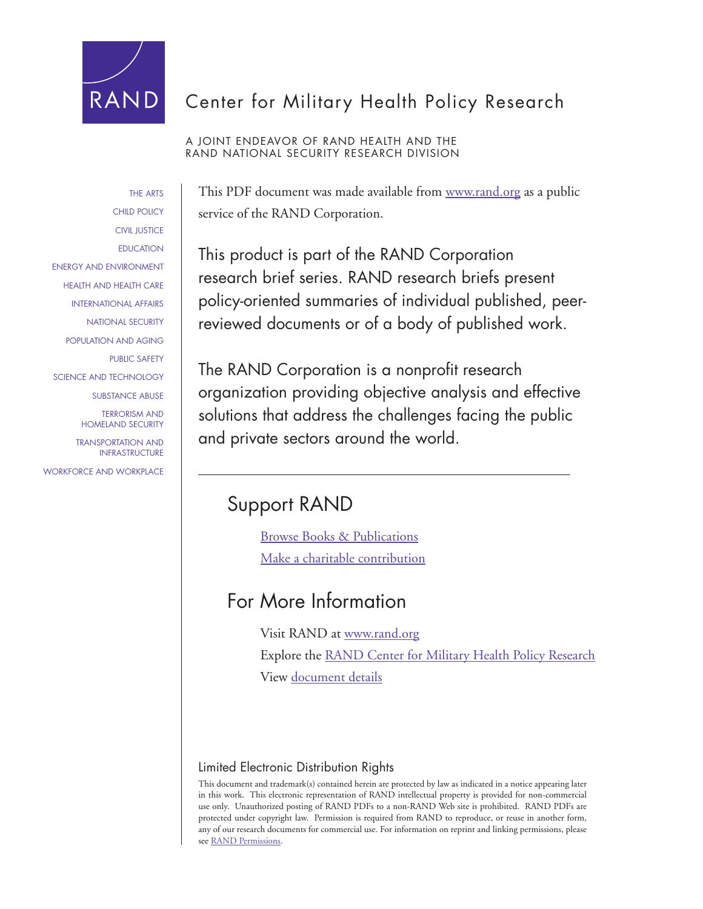RAND

# Center for Military Health Policy Research

A JOINT ENDEAVOR OF RAND HEALTH AND THE RAND NATIONAL SECURITY RESEARCH DIVISION

THE ARTS
CHILD POLICY
CIVIL JUSTICE
EDUCATION
ENERGY AND ENVIRONMENT
HEALTH AND HEALTH CARE
INTERNATIONAL AFFAIRS
NATIONAL SECURITY
POPULATION AND AGING
PUBLIC SAFETY
SCIENCE AND TECHNOLOGY
SUBSTANCE ABUSE
TERRORISM AND HOMELAND SECURITY
TRANSPORTATION AND INFRASTRUCTURE
WORKFORCE AND WORKPLACE

This PDF document was made available from www.rand.org as a public service of the RAND Corporation.

This product is part of the RAND Corporation research brief series. RAND research briefs present policy-oriented summaries of individual published, peer-reviewed documents or of a body of published work.

The RAND Corporation is a nonprofit research organization providing objective analysis and effective solutions that address the challenges facing the public and private sectors around the world.

## Support RAND

Browse Books & Publications

Make a charitable contribution

## For More Information

Visit RAND at www.rand.org

Explore the RAND Center for Military Health Policy Research

View document details

### Limited Electronic Distribution Rights

This document and trademark(s) contained herein are protected by law as indicated in a notice appearing later in this work. This electronic representation of RAND intellectual property is provided for non-commercial use only. Unauthorized posting of RAND PDFs to a non-RAND Web site is prohibited. RAND PDFs are protected under copyright law. Permission is required from RAND to reproduce, or reuse in another form, any of our research documents for commercial use. For information on reprint and linking permissions, please see RAND Permissions.